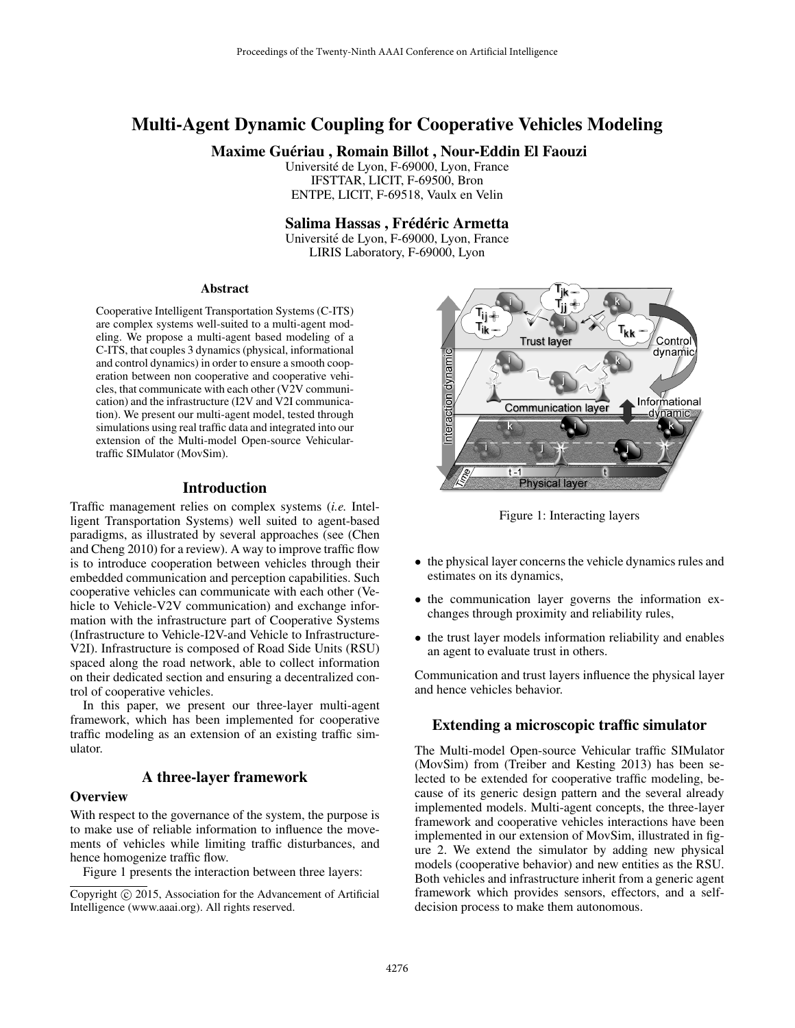# Multi-Agent Dynamic Coupling for Cooperative Vehicles Modeling

**Maxime Guériau , Romain Billot , Nour-Eddin El Faouzi**

Université de Lyon, F-69000, Lyon, France
IFSTTAR, LICIT, F-69500, Bron
ENTPE, LICIT, F-69518, Vaulx en Velin

**Salima Hassas , Frédéric Armetta**

Université de Lyon, F-69000, Lyon, France
LIRIS Laboratory, F-69000, Lyon

### Abstract

Cooperative Intelligent Transportation Systems (C-ITS) are complex systems well-suited to a multi-agent modeling. We propose a multi-agent based modeling of a C-ITS, that couples 3 dynamics (physical, informational and control dynamics) in order to ensure a smooth cooperation between non cooperative and cooperative vehicles, that communicate with each other (V2V communication) and the infrastructure (I2V and V2I communication). We present our multi-agent model, tested through simulations using real traffic data and integrated into our extension of the Multi-model Open-source Vehiculartraffic SIMulator (MovSim).

## Introduction

Traffic management relies on complex systems (*i.e.* Intelligent Transportation Systems) well suited to agent-based paradigms, as illustrated by several approaches (see (Chen and Cheng 2010) for a review). A way to improve traffic flow is to introduce cooperation between vehicles through their embedded communication and perception capabilities. Such cooperative vehicles can communicate with each other (Vehicle to Vehicle-V2V communication) and exchange information with the infrastructure part of Cooperative Systems (Infrastructure to Vehicle-I2V-and Vehicle to Infrastructure-V2I). Infrastructure is composed of Road Side Units (RSU) spaced along the road network, able to collect information on their dedicated section and ensuring a decentralized control of cooperative vehicles.

In this paper, we present our three-layer multi-agent framework, which has been implemented for cooperative traffic modeling as an extension of an existing traffic simulator.

## A three-layer framework

### Overview

With respect to the governance of the system, the purpose is to make use of reliable information to influence the movements of vehicles while limiting traffic disturbances, and hence homogenize traffic flow.

Figure 1 presents the interaction between three layers:

Figure 1: Interacting layers

- the physical layer concerns the vehicle dynamics rules and estimates on its dynamics,
- the communication layer governs the information exchanges through proximity and reliability rules,
- the trust layer models information reliability and enables an agent to evaluate trust in others.

Communication and trust layers influence the physical layer and hence vehicles behavior.

## Extending a microscopic traffic simulator

The Multi-model Open-source Vehicular traffic SIMulator (MovSim) from (Treiber and Kesting 2013) has been selected to be extended for cooperative traffic modeling, because of its generic design pattern and the several already implemented models. Multi-agent concepts, the three-layer framework and cooperative vehicles interactions have been implemented in our extension of MovSim, illustrated in figure 2. We extend the simulator by adding new physical models (cooperative behavior) and new entities as the RSU. Both vehicles and infrastructure inherit from a generic agent framework which provides sensors, effectors, and a self-decision process to make them autonomous.

Copyright © 2015, Association for the Advancement of Artificial Intelligence (www.aaai.org). All rights reserved.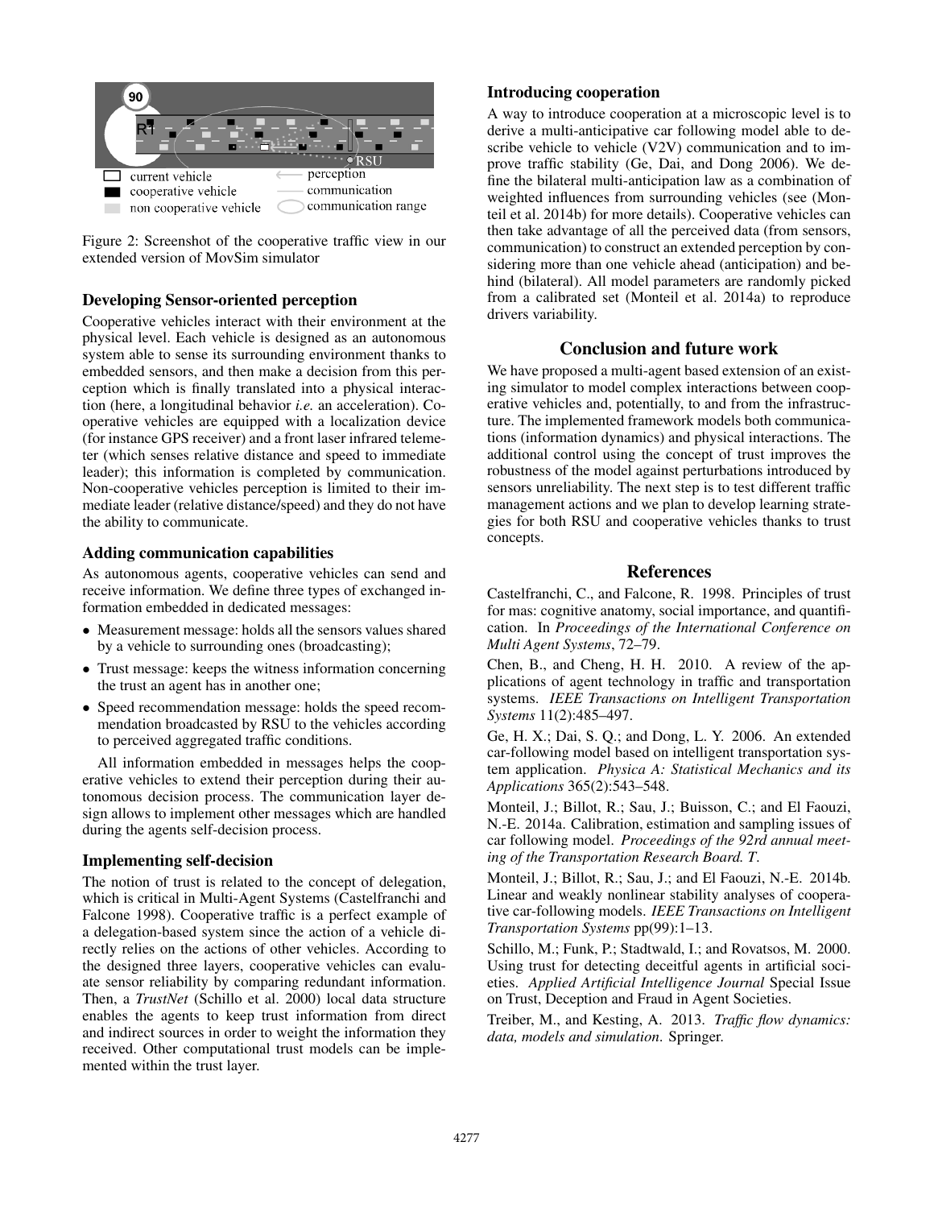90

R1

RSU

current vehicle

cooperative vehicle

non cooperative vehicle

perception

communication

communication range

Figure 2: Screenshot of the cooperative traffic view in our extended version of MovSim simulator

### Developing Sensor-oriented perception

Cooperative vehicles interact with their environment at the physical level. Each vehicle is designed as an autonomous system able to sense its surrounding environment thanks to embedded sensors, and then make a decision from this perception which is finally translated into a physical interaction (here, a longitudinal behavior *i.e.* an acceleration). Cooperative vehicles are equipped with a localization device (for instance GPS receiver) and a front laser infrared telemeter (which senses relative distance and speed to immediate leader); this information is completed by communication. Non-cooperative vehicles perception is limited to their immediate leader (relative distance/speed) and they do not have the ability to communicate.

### Adding communication capabilities

As autonomous agents, cooperative vehicles can send and receive information. We define three types of exchanged information embedded in dedicated messages:

- Measurement message: holds all the sensors values shared by a vehicle to surrounding ones (broadcasting);
- Trust message: keeps the witness information concerning the trust an agent has in another one;
- Speed recommendation message: holds the speed recommendation broadcasted by RSU to the vehicles according to perceived aggregated traffic conditions.

All information embedded in messages helps the cooperative vehicles to extend their perception during their autonomous decision process. The communication layer design allows to implement other messages which are handled during the agents self-decision process.

### Implementing self-decision

The notion of trust is related to the concept of delegation, which is critical in Multi-Agent Systems (Castelfranchi and Falcone 1998). Cooperative traffic is a perfect example of a delegation-based system since the action of a vehicle directly relies on the actions of other vehicles. According to the designed three layers, cooperative vehicles can evaluate sensor reliability by comparing redundant information. Then, a *TrustNet* (Schillo et al. 2000) local data structure enables the agents to keep trust information from direct and indirect sources in order to weight the information they received. Other computational trust models can be implemented within the trust layer.

### Introducing cooperation

A way to introduce cooperation at a microscopic level is to derive a multi-anticipative car following model able to describe vehicle to vehicle (V2V) communication and to improve traffic stability (Ge, Dai, and Dong 2006). We define the bilateral multi-anticipation law as a combination of weighted influences from surrounding vehicles (see (Monteil et al. 2014b) for more details). Cooperative vehicles can then take advantage of all the perceived data (from sensors, communication) to construct an extended perception by considering more than one vehicle ahead (anticipation) and behind (bilateral). All model parameters are randomly picked from a calibrated set (Monteil et al. 2014a) to reproduce drivers variability.

## Conclusion and future work

We have proposed a multi-agent based extension of an existing simulator to model complex interactions between cooperative vehicles and, potentially, to and from the infrastructure. The implemented framework models both communications (information dynamics) and physical interactions. The additional control using the concept of trust improves the robustness of the model against perturbations introduced by sensors unreliability. The next step is to test different traffic management actions and we plan to develop learning strategies for both RSU and cooperative vehicles thanks to trust concepts.

## References

Castelfranchi, C., and Falcone, R. 1998. Principles of trust for mas: cognitive anatomy, social importance, and quantification. In *Proceedings of the International Conference on Multi Agent Systems*, 72–79.

Chen, B., and Cheng, H. H. 2010. A review of the applications of agent technology in traffic and transportation systems. *IEEE Transactions on Intelligent Transportation Systems* 11(2):485–497.

Ge, H. X.; Dai, S. Q.; and Dong, L. Y. 2006. An extended car-following model based on intelligent transportation system application. *Physica A: Statistical Mechanics and its Applications* 365(2):543–548.

Monteil, J.; Billot, R.; Sau, J.; Buisson, C.; and El Faouzi, N.-E. 2014a. Calibration, estimation and sampling issues of car following model. *Proceedings of the 92rd annual meeting of the Transportation Research Board. T.*

Monteil, J.; Billot, R.; Sau, J.; and El Faouzi, N.-E. 2014b. Linear and weakly nonlinear stability analyses of cooperative car-following models. *IEEE Transactions on Intelligent Transportation Systems* pp(99):1–13.

Schillo, M.; Funk, P.; Stadtwald, I.; and Rovatsos, M. 2000. Using trust for detecting deceitful agents in artificial societies. *Applied Artificial Intelligence Journal* Special Issue on Trust, Deception and Fraud in Agent Societies.

Treiber, M., and Kesting, A. 2013. *Traffic flow dynamics: data, models and simulation*. Springer.